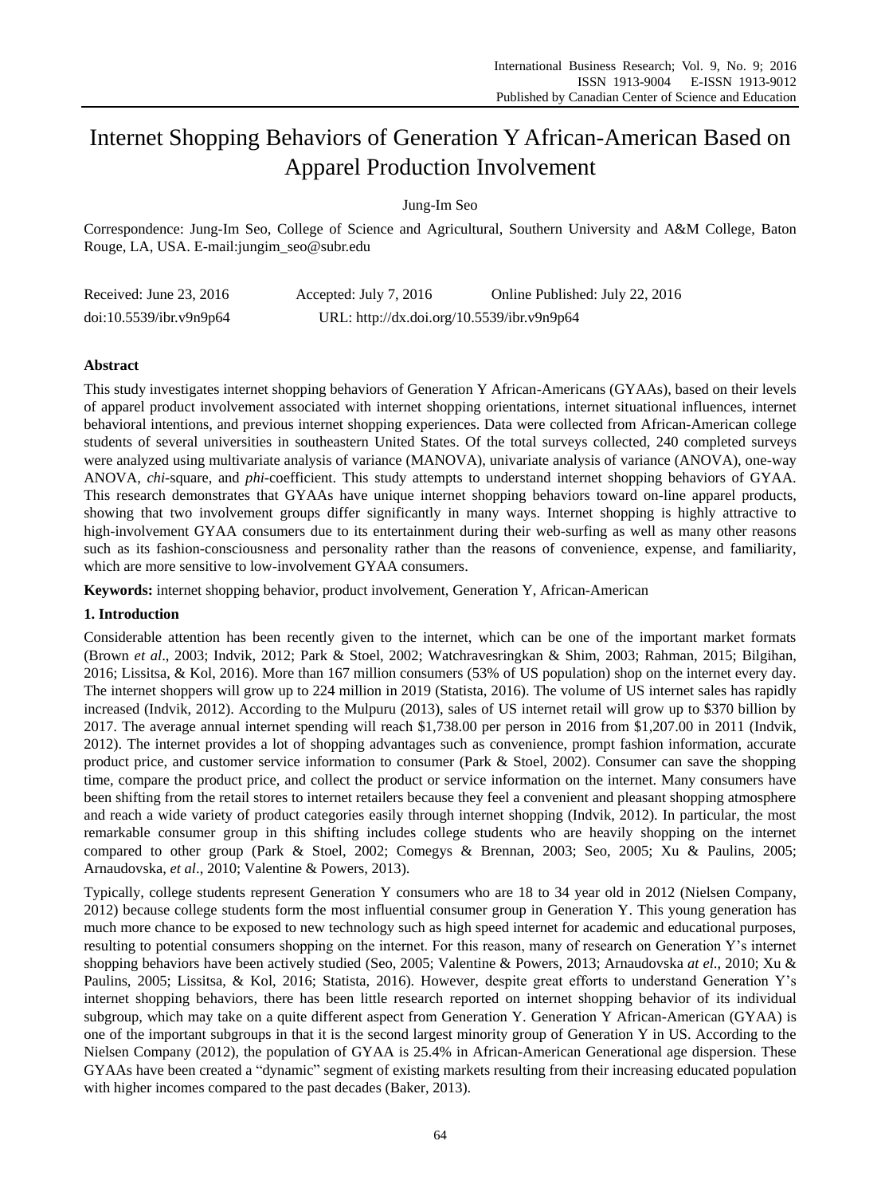# Internet Shopping Behaviors of Generation Y African-American Based on Apparel Production Involvement

Jung-Im Seo

Correspondence: Jung-Im Seo, College of Science and Agricultural, Southern University and A&M College, Baton Rouge, LA, USA. E-mail:jungim_seo@subr.edu

Received: June 23, 2016    Accepted: July 7, 2016    Online Published: July 22, 2016

doi:10.5539/ibr.v9n9p64    URL: http://dx.doi.org/10.5539/ibr.v9n9p64

## Abstract

This study investigates internet shopping behaviors of Generation Y African-Americans (GYAAs), based on their levels of apparel product involvement associated with internet shopping orientations, internet situational influences, internet behavioral intentions, and previous internet shopping experiences. Data were collected from African-American college students of several universities in southeastern United States. Of the total surveys collected, 240 completed surveys were analyzed using multivariate analysis of variance (MANOVA), univariate analysis of variance (ANOVA), one-way ANOVA, *chi*-square, and *phi*-coefficient. This study attempts to understand internet shopping behaviors of GYAA. This research demonstrates that GYAAs have unique internet shopping behaviors toward on-line apparel products, showing that two involvement groups differ significantly in many ways. Internet shopping is highly attractive to high-involvement GYAA consumers due to its entertainment during their web-surfing as well as many other reasons such as its fashion-consciousness and personality rather than the reasons of convenience, expense, and familiarity, which are more sensitive to low-involvement GYAA consumers.

**Keywords:** internet shopping behavior, product involvement, Generation Y, African-American

## 1. Introduction

Considerable attention has been recently given to the internet, which can be one of the important market formats (Brown *et al*., 2003; Indvik, 2012; Park & Stoel, 2002; Watchravesringkan & Shim, 2003; Rahman, 2015; Bilgihan, 2016; Lissitsa, & Kol, 2016). More than 167 million consumers (53% of US population) shop on the internet every day. The internet shoppers will grow up to 224 million in 2019 (Statista, 2016). The volume of US internet sales has rapidly increased (Indvik, 2012). According to the Mulpuru (2013), sales of US internet retail will grow up to $370 billion by 2017. The average annual internet spending will reach $1,738.00 per person in 2016 from $1,207.00 in 2011 (Indvik, 2012). The internet provides a lot of shopping advantages such as convenience, prompt fashion information, accurate product price, and customer service information to consumer (Park & Stoel, 2002). Consumer can save the shopping time, compare the product price, and collect the product or service information on the internet. Many consumers have been shifting from the retail stores to internet retailers because they feel a convenient and pleasant shopping atmosphere and reach a wide variety of product categories easily through internet shopping (Indvik, 2012). In particular, the most remarkable consumer group in this shifting includes college students who are heavily shopping on the internet compared to other group (Park & Stoel, 2002; Comegys & Brennan, 2003; Seo, 2005; Xu & Paulins, 2005; Arnaudovska, *et al*., 2010; Valentine & Powers, 2013).

Typically, college students represent Generation Y consumers who are 18 to 34 year old in 2012 (Nielsen Company, 2012) because college students form the most influential consumer group in Generation Y. This young generation has much more chance to be exposed to new technology such as high speed internet for academic and educational purposes, resulting to potential consumers shopping on the internet. For this reason, many of research on Generation Y's internet shopping behaviors have been actively studied (Seo, 2005; Valentine & Powers, 2013; Arnaudovska *at el.,* 2010; Xu & Paulins, 2005; Lissitsa, & Kol, 2016; Statista, 2016). However, despite great efforts to understand Generation Y's internet shopping behaviors, there has been little research reported on internet shopping behavior of its individual subgroup, which may take on a quite different aspect from Generation Y. Generation Y African-American (GYAA) is one of the important subgroups in that it is the second largest minority group of Generation Y in US. According to the Nielsen Company (2012), the population of GYAA is 25.4% in African-American Generational age dispersion. These GYAAs have been created a "dynamic" segment of existing markets resulting from their increasing educated population with higher incomes compared to the past decades (Baker, 2013).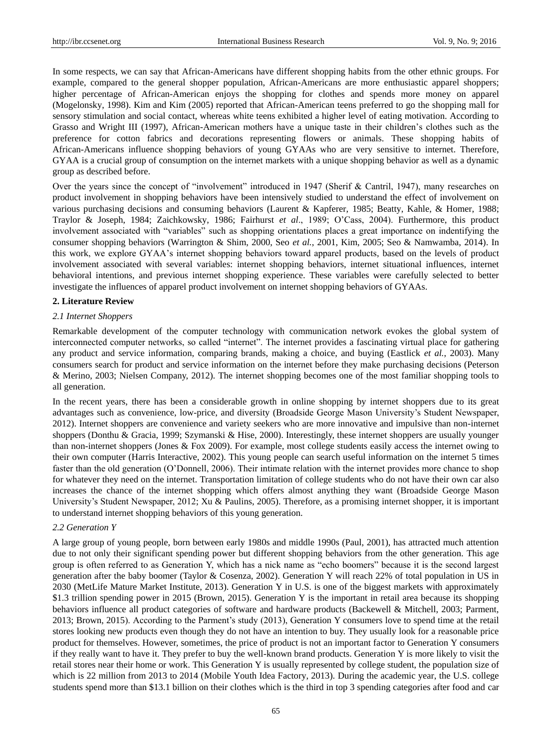In some respects, we can say that African-Americans have different shopping habits from the other ethnic groups. For example, compared to the general shopper population, African-Americans are more enthusiastic apparel shoppers; higher percentage of African-American enjoys the shopping for clothes and spends more money on apparel (Mogelonsky, 1998). Kim and Kim (2005) reported that African-American teens preferred to go the shopping mall for sensory stimulation and social contact, whereas white teens exhibited a higher level of eating motivation. According to Grasso and Wright III (1997), African-American mothers have a unique taste in their children's clothes such as the preference for cotton fabrics and decorations representing flowers or animals. These shopping habits of African-Americans influence shopping behaviors of young GYAAs who are very sensitive to internet. Therefore, GYAA is a crucial group of consumption on the internet markets with a unique shopping behavior as well as a dynamic group as described before.

Over the years since the concept of "involvement" introduced in 1947 (Sherif & Cantril, 1947), many researches on product involvement in shopping behaviors have been intensively studied to understand the effect of involvement on various purchasing decisions and consuming behaviors (Laurent & Kapferer, 1985; Beatty, Kahle, & Homer, 1988; Traylor & Joseph, 1984; Zaichkowsky, 1986; Fairhurst *et al*., 1989; O'Cass, 2004). Furthermore, this product involvement associated with "variables" such as shopping orientations places a great importance on indentifying the consumer shopping behaviors (Warrington & Shim, 2000, Seo *et al.*, 2001, Kim, 2005; Seo & Namwamba, 2014). In this work, we explore GYAA's internet shopping behaviors toward apparel products, based on the levels of product involvement associated with several variables: internet shopping behaviors, internet situational influences, internet behavioral intentions, and previous internet shopping experience. These variables were carefully selected to better investigate the influences of apparel product involvement on internet shopping behaviors of GYAAs.

## 2. Literature Review

### *2.1 Internet Shoppers*

Remarkable development of the computer technology with communication network evokes the global system of interconnected computer networks, so called "internet". The internet provides a fascinating virtual place for gathering any product and service information, comparing brands, making a choice, and buying (Eastlick *et al.*, 2003). Many consumers search for product and service information on the internet before they make purchasing decisions (Peterson & Merino, 2003; Nielsen Company, 2012). The internet shopping becomes one of the most familiar shopping tools to all generation.

In the recent years, there has been a considerable growth in online shopping by internet shoppers due to its great advantages such as convenience, low-price, and diversity (Broadside George Mason University's Student Newspaper, 2012). Internet shoppers are convenience and variety seekers who are more innovative and impulsive than non-internet shoppers (Donthu & Gracia, 1999; Szymanski & Hise, 2000). Interestingly, these internet shoppers are usually younger than non-internet shoppers (Jones & Fox 2009). For example, most college students easily access the internet owing to their own computer (Harris Interactive, 2002). This young people can search useful information on the internet 5 times faster than the old generation (O'Donnell, 2006). Their intimate relation with the internet provides more chance to shop for whatever they need on the internet. Transportation limitation of college students who do not have their own car also increases the chance of the internet shopping which offers almost anything they want (Broadside George Mason University's Student Newspaper, 2012; Xu & Paulins, 2005). Therefore, as a promising internet shopper, it is important to understand internet shopping behaviors of this young generation.

### *2.2 Generation Y*

A large group of young people, born between early 1980s and middle 1990s (Paul, 2001), has attracted much attention due to not only their significant spending power but different shopping behaviors from the other generation. This age group is often referred to as Generation Y, which has a nick name as "echo boomers" because it is the second largest generation after the baby boomer (Taylor & Cosenza, 2002). Generation Y will reach 22% of total population in US in 2030 (MetLife Mature Market Institute, 2013). Generation Y in U.S. is one of the biggest markets with approximately $1.3 trillion spending power in 2015 (Brown, 2015). Generation Y is the important in retail area because its shopping behaviors influence all product categories of software and hardware products (Backewell & Mitchell, 2003; Parment, 2013; Brown, 2015). According to the Parment's study (2013), Generation Y consumers love to spend time at the retail stores looking new products even though they do not have an intention to buy. They usually look for a reasonable price product for themselves. However, sometimes, the price of product is not an important factor to Generation Y consumers if they really want to have it. They prefer to buy the well-known brand products. Generation Y is more likely to visit the retail stores near their home or work. This Generation Y is usually represented by college student, the population size of which is 22 million from 2013 to 2014 (Mobile Youth Idea Factory, 2013). During the academic year, the U.S. college students spend more than $13.1 billion on their clothes which is the third in top 3 spending categories after food and car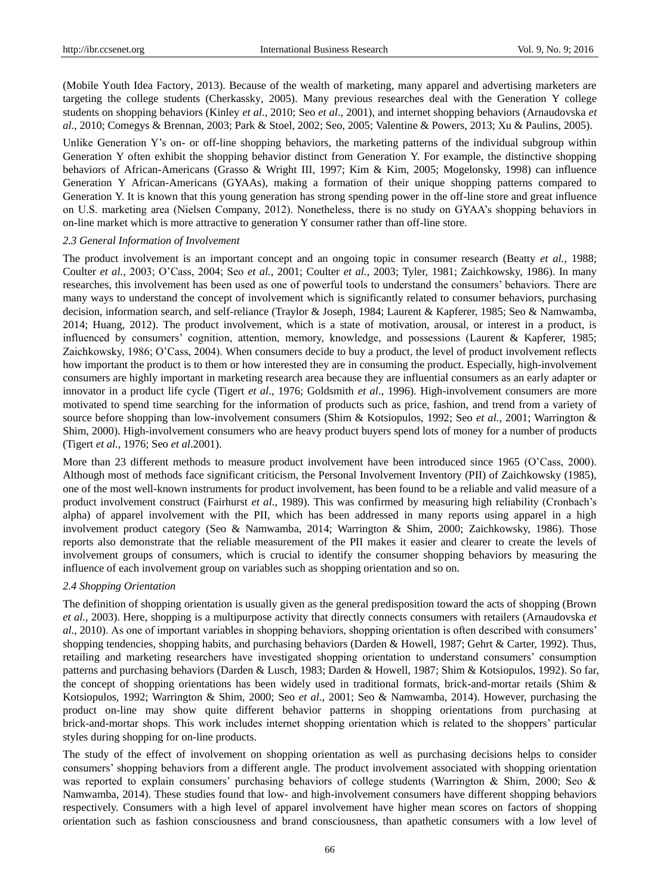(Mobile Youth Idea Factory, 2013). Because of the wealth of marketing, many apparel and advertising marketers are targeting the college students (Cherkassky, 2005). Many previous researches deal with the Generation Y college students on shopping behaviors (Kinley *et al*., 2010; Seo *et al*., 2001), and internet shopping behaviors (Arnaudovska *et al*., 2010; Comegys & Brennan, 2003; Park & Stoel, 2002; Seo, 2005; Valentine & Powers, 2013; Xu & Paulins, 2005).

Unlike Generation Y's on- or off-line shopping behaviors, the marketing patterns of the individual subgroup within Generation Y often exhibit the shopping behavior distinct from Generation Y. For example, the distinctive shopping behaviors of African-Americans (Grasso & Wright III, 1997; Kim & Kim, 2005; Mogelonsky, 1998) can influence Generation Y African-Americans (GYAAs), making a formation of their unique shopping patterns compared to Generation Y. It is known that this young generation has strong spending power in the off-line store and great influence on U.S. marketing area (Nielsen Company, 2012). Nonetheless, there is no study on GYAA's shopping behaviors in on-line market which is more attractive to generation Y consumer rather than off-line store.

### *2.3 General Information of Involvement*

The product involvement is an important concept and an ongoing topic in consumer research (Beatty *et al.*, 1988; Coulter *et al.*, 2003; O'Cass, 2004; Seo *et al.,* 2001; Coulter *et al.*, 2003; Tyler, 1981; Zaichkowsky, 1986). In many researches, this involvement has been used as one of powerful tools to understand the consumers' behaviors. There are many ways to understand the concept of involvement which is significantly related to consumer behaviors, purchasing decision, information search, and self-reliance (Traylor & Joseph, 1984; Laurent & Kapferer, 1985; Seo & Namwamba, 2014; Huang, 2012). The product involvement, which is a state of motivation, arousal, or interest in a product, is influenced by consumers' cognition, attention, memory, knowledge, and possessions (Laurent & Kapferer, 1985; Zaichkowsky, 1986; O'Cass, 2004). When consumers decide to buy a product, the level of product involvement reflects how important the product is to them or how interested they are in consuming the product. Especially, high-involvement consumers are highly important in marketing research area because they are influential consumers as an early adapter or innovator in a product life cycle (Tigert *et al*., 1976; Goldsmith *et al*., 1996). High-involvement consumers are more motivated to spend time searching for the information of products such as price, fashion, and trend from a variety of source before shopping than low-involvement consumers (Shim & Kotsiopulos, 1992; Seo *et al.,* 2001; Warrington & Shim, 2000). High-involvement consumers who are heavy product buyers spend lots of money for a number of products (Tigert *et al.,* 1976; Seo *et al*.2001).

More than 23 different methods to measure product involvement have been introduced since 1965 (O'Cass, 2000). Although most of methods face significant criticism, the Personal Involvement Inventory (PII) of Zaichkowsky (1985), one of the most well-known instruments for product involvement, has been found to be a reliable and valid measure of a product involvement construct (Fairhurst *et al*., 1989). This was confirmed by measuring high reliability (Cronbach's alpha) of apparel involvement with the PII, which has been addressed in many reports using apparel in a high involvement product category (Seo & Namwamba, 2014; Warrington & Shim, 2000; Zaichkowsky, 1986). Those reports also demonstrate that the reliable measurement of the PII makes it easier and clearer to create the levels of involvement groups of consumers, which is crucial to identify the consumer shopping behaviors by measuring the influence of each involvement group on variables such as shopping orientation and so on.

### *2.4 Shopping Orientation*

The definition of shopping orientation is usually given as the general predisposition toward the acts of shopping (Brown *et al.*, 2003). Here, shopping is a multipurpose activity that directly connects consumers with retailers (Arnaudovska *et al*., 2010). As one of important variables in shopping behaviors, shopping orientation is often described with consumers' shopping tendencies, shopping habits, and purchasing behaviors (Darden & Howell, 1987; Gehrt & Carter, 1992). Thus, retailing and marketing researchers have investigated shopping orientation to understand consumers' consumption patterns and purchasing behaviors (Darden & Lusch, 1983; Darden & Howell, 1987; Shim & Kotsiopulos, 1992). So far, the concept of shopping orientations has been widely used in traditional formats, brick-and-mortar retails (Shim & Kotsiopulos, 1992; Warrington & Shim, 2000; Seo *et al*., 2001; Seo & Namwamba, 2014). However, purchasing the product on-line may show quite different behavior patterns in shopping orientations from purchasing at brick-and-mortar shops. This work includes internet shopping orientation which is related to the shoppers' particular styles during shopping for on-line products.

The study of the effect of involvement on shopping orientation as well as purchasing decisions helps to consider consumers' shopping behaviors from a different angle. The product involvement associated with shopping orientation was reported to explain consumers' purchasing behaviors of college students (Warrington & Shim, 2000; Seo & Namwamba, 2014). These studies found that low- and high-involvement consumers have different shopping behaviors respectively. Consumers with a high level of apparel involvement have higher mean scores on factors of shopping orientation such as fashion consciousness and brand consciousness, than apathetic consumers with a low level of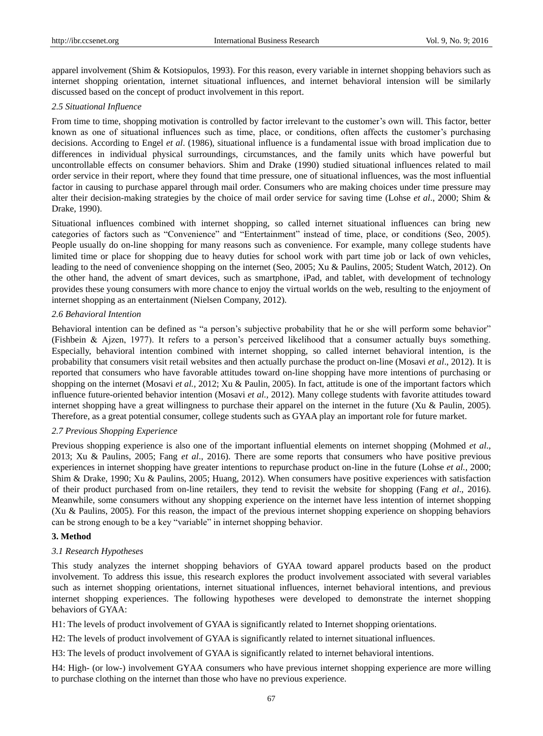apparel involvement (Shim & Kotsiopulos, 1993). For this reason, every variable in internet shopping behaviors such as internet shopping orientation, internet situational influences, and internet behavioral intension will be similarly discussed based on the concept of product involvement in this report.

### *2.5 Situational Influence*

From time to time, shopping motivation is controlled by factor irrelevant to the customer's own will. This factor, better known as one of situational influences such as time, place, or conditions, often affects the customer's purchasing decisions. According to Engel *et al*. (1986), situational influence is a fundamental issue with broad implication due to differences in individual physical surroundings, circumstances, and the family units which have powerful but uncontrollable effects on consumer behaviors. Shim and Drake (1990) studied situational influences related to mail order service in their report, where they found that time pressure, one of situational influences, was the most influential factor in causing to purchase apparel through mail order. Consumers who are making choices under time pressure may alter their decision-making strategies by the choice of mail order service for saving time (Lohse *et al*., 2000; Shim & Drake, 1990).

Situational influences combined with internet shopping, so called internet situational influences can bring new categories of factors such as "Convenience" and "Entertainment" instead of time, place, or conditions (Seo, 2005). People usually do on-line shopping for many reasons such as convenience. For example, many college students have limited time or place for shopping due to heavy duties for school work with part time job or lack of own vehicles, leading to the need of convenience shopping on the internet (Seo, 2005; Xu & Paulins, 2005; Student Watch, 2012). On the other hand, the advent of smart devices, such as smartphone, iPad, and tablet, with development of technology provides these young consumers with more chance to enjoy the virtual worlds on the web, resulting to the enjoyment of internet shopping as an entertainment (Nielsen Company, 2012).

### *2.6 Behavioral Intention*

Behavioral intention can be defined as "a person's subjective probability that he or she will perform some behavior" (Fishbein & Ajzen, 1977). It refers to a person's perceived likelihood that a consumer actually buys something. Especially, behavioral intention combined with internet shopping, so called internet behavioral intention, is the probability that consumers visit retail websites and then actually purchase the product on-line (Mosavi *et al*., 2012). It is reported that consumers who have favorable attitudes toward on-line shopping have more intentions of purchasing or shopping on the internet (Mosavi *et al.,* 2012; Xu & Paulin, 2005). In fact, attitude is one of the important factors which influence future-oriented behavior intention (Mosavi *et al.,* 2012). Many college students with favorite attitudes toward internet shopping have a great willingness to purchase their apparel on the internet in the future (Xu & Paulin, 2005). Therefore, as a great potential consumer, college students such as GYAA play an important role for future market.

### *2.7 Previous Shopping Experience*

Previous shopping experience is also one of the important influential elements on internet shopping (Mohmed *et al*., 2013; Xu & Paulins, 2005; Fang *et al*., 2016). There are some reports that consumers who have positive previous experiences in internet shopping have greater intentions to repurchase product on-line in the future (Lohse *et al.*, 2000; Shim & Drake, 1990; Xu & Paulins, 2005; Huang, 2012). When consumers have positive experiences with satisfaction of their product purchased from on-line retailers, they tend to revisit the website for shopping (Fang *et al*., 2016). Meanwhile, some consumers without any shopping experience on the internet have less intention of internet shopping (Xu & Paulins, 2005). For this reason, the impact of the previous internet shopping experience on shopping behaviors can be strong enough to be a key "variable" in internet shopping behavior.

## 3. Method

### *3.1 Research Hypotheses*

This study analyzes the internet shopping behaviors of GYAA toward apparel products based on the product involvement. To address this issue, this research explores the product involvement associated with several variables such as internet shopping orientations, internet situational influences, internet behavioral intentions, and previous internet shopping experiences. The following hypotheses were developed to demonstrate the internet shopping behaviors of GYAA:

H1: The levels of product involvement of GYAA is significantly related to Internet shopping orientations.

H2: The levels of product involvement of GYAA is significantly related to internet situational influences.

H3: The levels of product involvement of GYAA is significantly related to internet behavioral intentions.

H4: High- (or low-) involvement GYAA consumers who have previous internet shopping experience are more willing to purchase clothing on the internet than those who have no previous experience.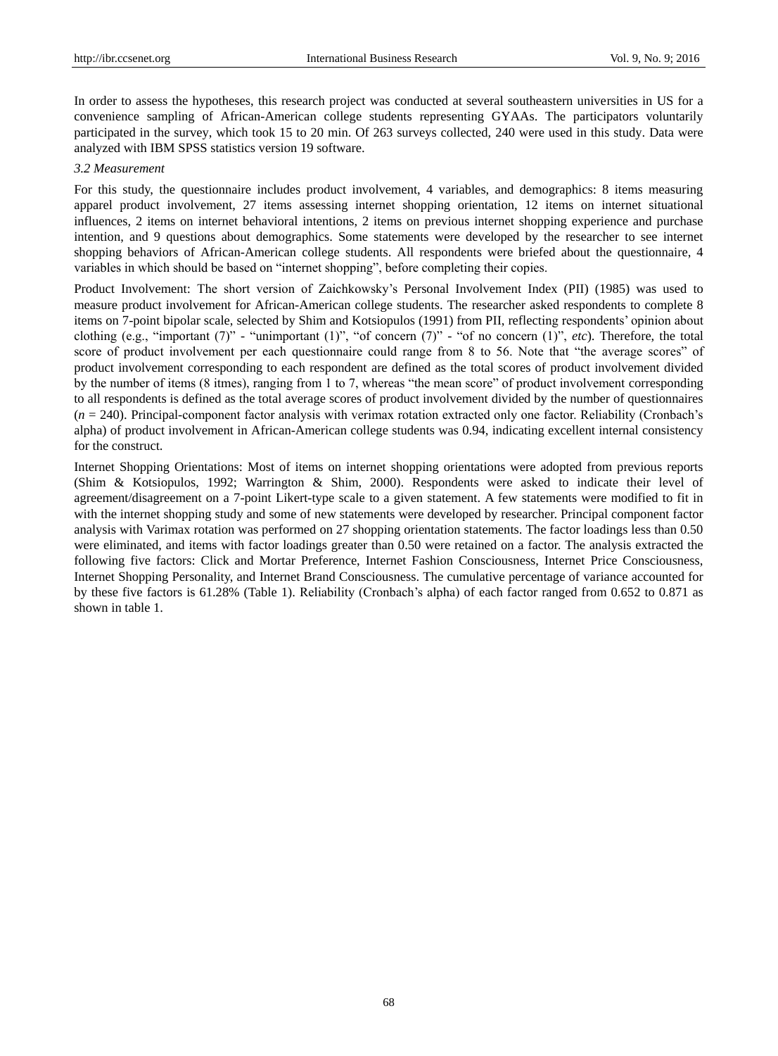In order to assess the hypotheses, this research project was conducted at several southeastern universities in US for a convenience sampling of African-American college students representing GYAAs. The participators voluntarily participated in the survey, which took 15 to 20 min. Of 263 surveys collected, 240 were used in this study. Data were analyzed with IBM SPSS statistics version 19 software.

*3.2 Measurement*

For this study, the questionnaire includes product involvement, 4 variables, and demographics: 8 items measuring apparel product involvement, 27 items assessing internet shopping orientation, 12 items on internet situational influences, 2 items on internet behavioral intentions, 2 items on previous internet shopping experience and purchase intention, and 9 questions about demographics. Some statements were developed by the researcher to see internet shopping behaviors of African-American college students. All respondents were briefed about the questionnaire, 4 variables in which should be based on "internet shopping", before completing their copies.

Product Involvement: The short version of Zaichkowsky's Personal Involvement Index (PII) (1985) was used to measure product involvement for African-American college students. The researcher asked respondents to complete 8 items on 7-point bipolar scale, selected by Shim and Kotsiopulos (1991) from PII, reflecting respondents' opinion about clothing (e.g., "important (7)" - "unimportant (1)", "of concern (7)" - "of no concern (1)", *etc*). Therefore, the total score of product involvement per each questionnaire could range from 8 to 56. Note that "the average scores" of product involvement corresponding to each respondent are defined as the total scores of product involvement divided by the number of items (8 itmes), ranging from 1 to 7, whereas "the mean score" of product involvement corresponding to all respondents is defined as the total average scores of product involvement divided by the number of questionnaires ($n$ = 240). Principal-component factor analysis with verimax rotation extracted only one factor. Reliability (Cronbach's alpha) of product involvement in African-American college students was 0.94, indicating excellent internal consistency for the construct.

Internet Shopping Orientations: Most of items on internet shopping orientations were adopted from previous reports (Shim & Kotsiopulos, 1992; Warrington & Shim, 2000). Respondents were asked to indicate their level of agreement/disagreement on a 7-point Likert-type scale to a given statement. A few statements were modified to fit in with the internet shopping study and some of new statements were developed by researcher. Principal component factor analysis with Varimax rotation was performed on 27 shopping orientation statements. The factor loadings less than 0.50 were eliminated, and items with factor loadings greater than 0.50 were retained on a factor. The analysis extracted the following five factors: Click and Mortar Preference, Internet Fashion Consciousness, Internet Price Consciousness, Internet Shopping Personality, and Internet Brand Consciousness. The cumulative percentage of variance accounted for by these five factors is 61.28% (Table 1). Reliability (Cronbach's alpha) of each factor ranged from 0.652 to 0.871 as shown in table 1.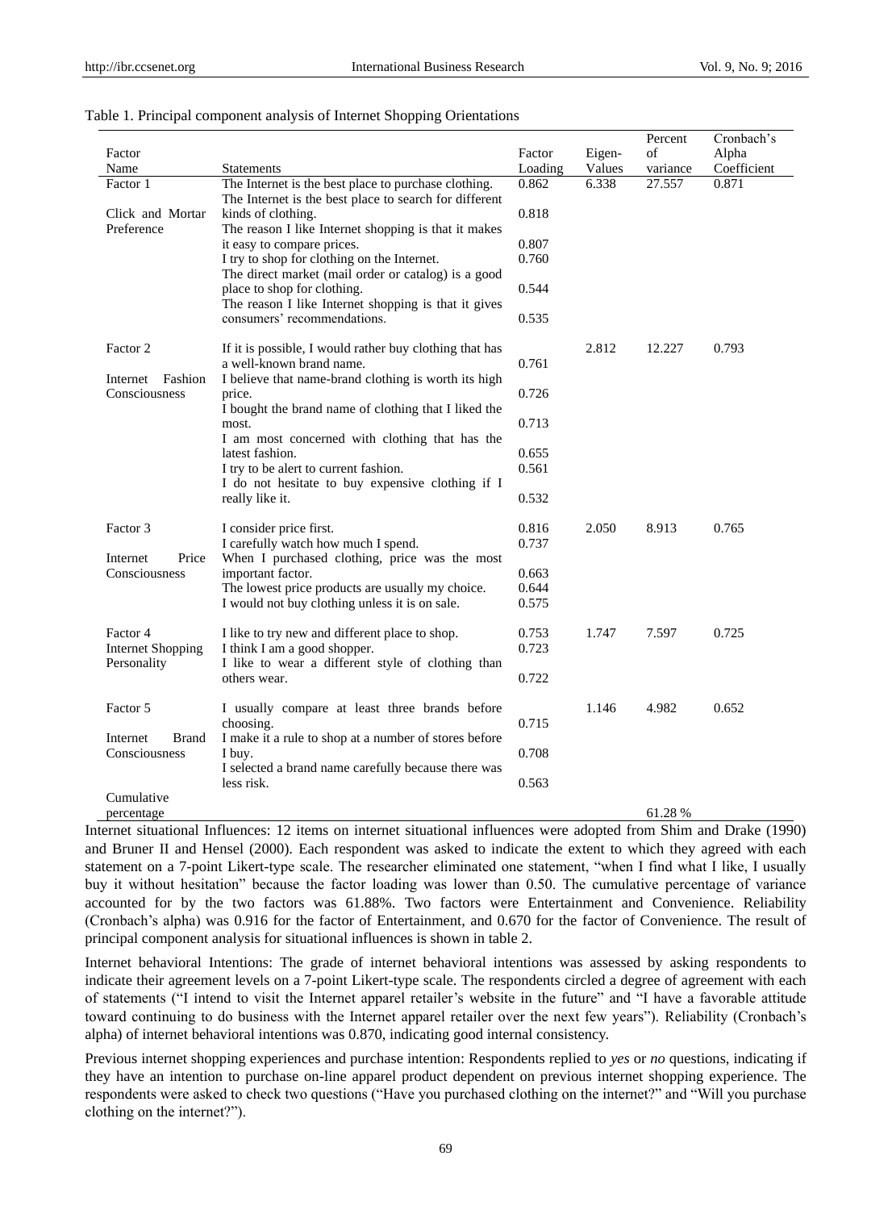Table 1. Principal component analysis of Internet Shopping Orientations

| Factor Name | Statements | Factor Loading | Eigen-Values | Percent of variance | Cronbach's Alpha Coefficient |
|---|---|---|---|---|---|
| Factor 1 Click and Mortar Preference | The Internet is the best place to purchase clothing. | 0.862 | 6.338 | 27.557 | 0.871 |
| | The Internet is the best place to search for different kinds of clothing. | 0.818 | | | |
| | The reason I like Internet shopping is that it makes it easy to compare prices. | 0.807 | | | |
| | I try to shop for clothing on the Internet. | 0.760 | | | |
| | The direct market (mail order or catalog) is a good place to shop for clothing. | 0.544 | | | |
| | The reason I like Internet shopping is that it gives consumers' recommendations. | 0.535 | | | |
| Factor 2 Internet Fashion Consciousness | If it is possible, I would rather buy clothing that has a well-known brand name. | 0.761 | 2.812 | 12.227 | 0.793 |
| | I believe that name-brand clothing is worth its high price. | 0.726 | | | |
| | I bought the brand name of clothing that I liked the most. | 0.713 | | | |
| | I am most concerned with clothing that has the latest fashion. | 0.655 | | | |
| | I try to be alert to current fashion. | 0.561 | | | |
| | I do not hesitate to buy expensive clothing if I really like it. | 0.532 | | | |
| Factor 3 Internet Price Consciousness | I consider price first. | 0.816 | 2.050 | 8.913 | 0.765 |
| | I carefully watch how much I spend. | 0.737 | | | |
| | When I purchased clothing, price was the most important factor. | 0.663 | | | |
| | The lowest price products are usually my choice. | 0.644 | | | |
| | I would not buy clothing unless it is on sale. | 0.575 | | | |
| Factor 4 Internet Shopping Personality | I like to try new and different place to shop. | 0.753 | 1.747 | 7.597 | 0.725 |
| | I think I am a good shopper. | 0.723 | | | |
| | I like to wear a different style of clothing than others wear. | 0.722 | | | |
| Factor 5 Internet Brand Consciousness | I usually compare at least three brands before choosing. | 0.715 | 1.146 | 4.982 | 0.652 |
| | I make it a rule to shop at a number of stores before I buy. | 0.708 | | | |
| | I selected a brand name carefully because there was less risk. | 0.563 | | | |
| Cumulative percentage | | | | 61.28 % | |

Internet situational Influences: 12 items on internet situational influences were adopted from Shim and Drake (1990) and Bruner II and Hensel (2000). Each respondent was asked to indicate the extent to which they agreed with each statement on a 7-point Likert-type scale. The researcher eliminated one statement, "when I find what I like, I usually buy it without hesitation" because the factor loading was lower than 0.50. The cumulative percentage of variance accounted for by the two factors was 61.88%. Two factors were Entertainment and Convenience. Reliability (Cronbach's alpha) was 0.916 for the factor of Entertainment, and 0.670 for the factor of Convenience. The result of principal component analysis for situational influences is shown in table 2.

Internet behavioral Intentions: The grade of internet behavioral intentions was assessed by asking respondents to indicate their agreement levels on a 7-point Likert-type scale. The respondents circled a degree of agreement with each of statements ("I intend to visit the Internet apparel retailer's website in the future" and "I have a favorable attitude toward continuing to do business with the Internet apparel retailer over the next few years"). Reliability (Cronbach's alpha) of internet behavioral intentions was 0.870, indicating good internal consistency.

Previous internet shopping experiences and purchase intention: Respondents replied to *yes* or *no* questions, indicating if they have an intention to purchase on-line apparel product dependent on previous internet shopping experience. The respondents were asked to check two questions ("Have you purchased clothing on the internet?" and "Will you purchase clothing on the internet?").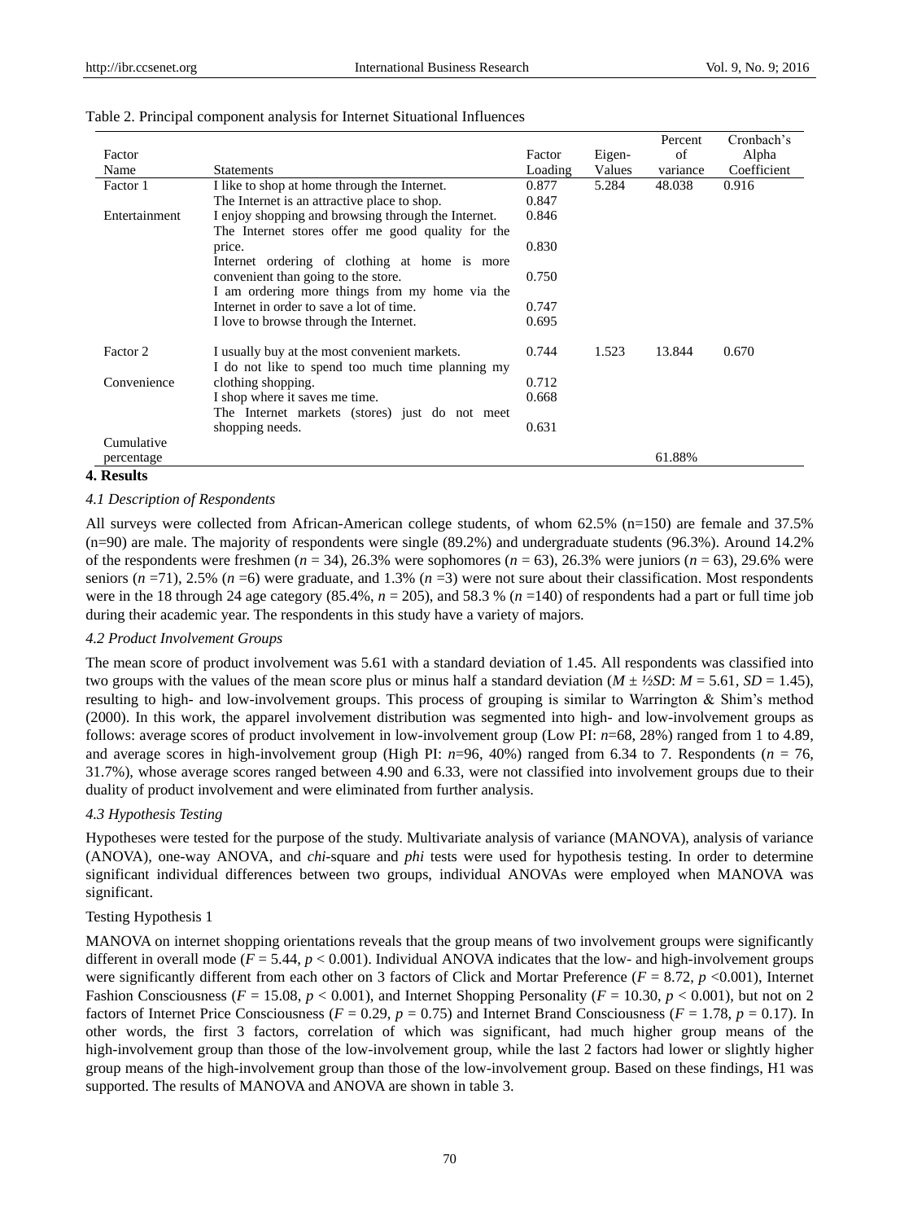Table 2. Principal component analysis for Internet Situational Influences

| Factor Name | Statements | Factor Loading | Eigen-Values | Percent of variance | Cronbach's Alpha Coefficient |
|---|---|---|---|---|---|
| Factor 1 | I like to shop at home through the Internet. | 0.877 | 5.284 | 48.038 | 0.916 |
| | The Internet is an attractive place to shop. | 0.847 | | | |
| Entertainment | I enjoy shopping and browsing through the Internet. | 0.846 | | | |
| | The Internet stores offer me good quality for the price. | 0.830 | | | |
| | Internet ordering of clothing at home is more convenient than going to the store. | 0.750 | | | |
| | I am ordering more things from my home via the Internet in order to save a lot of time. | 0.747 | | | |
| | I love to browse through the Internet. | 0.695 | | | |
| Factor 2 | I usually buy at the most convenient markets. | 0.744 | 1.523 | 13.844 | 0.670 |
| Convenience | I do not like to spend too much time planning my clothing shopping. | 0.712 | | | |
| | I shop where it saves me time. | 0.668 | | | |
| | The Internet markets (stores) just do not meet shopping needs. | 0.631 | | | |
| Cumulative percentage | | | | 61.88% | |

## 4. Results

### *4.1 Description of Respondents*

All surveys were collected from African-American college students, of whom 62.5% (n=150) are female and 37.5% (n=90) are male. The majority of respondents were single (89.2%) and undergraduate students (96.3%). Around 14.2% of the respondents were freshmen ($n$ = 34), 26.3% were sophomores ($n$ = 63), 26.3% were juniors ($n$ = 63), 29.6% were seniors ($n$ =71), 2.5% ($n$ =6) were graduate, and 1.3% ($n$ =3) were not sure about their classification. Most respondents were in the 18 through 24 age category (85.4%, $n$ = 205), and 58.3 % ($n$ =140) of respondents had a part or full time job during their academic year. The respondents in this study have a variety of majors.

### *4.2 Product Involvement Groups*

The mean score of product involvement was 5.61 with a standard deviation of 1.45. All respondents was classified into two groups with the values of the mean score plus or minus half a standard deviation ($M \pm ½SD$: $M$ = 5.61, $SD$ = 1.45), resulting to high- and low-involvement groups. This process of grouping is similar to Warrington & Shim's method (2000). In this work, the apparel involvement distribution was segmented into high- and low-involvement groups as follows: average scores of product involvement in low-involvement group (Low PI: $n$=68, 28%) ranged from 1 to 4.89, and average scores in high-involvement group (High PI: $n$=96, 40%) ranged from 6.34 to 7. Respondents ($n$ = 76, 31.7%), whose average scores ranged between 4.90 and 6.33, were not classified into involvement groups due to their duality of product involvement and were eliminated from further analysis.

### *4.3 Hypothesis Testing*

Hypotheses were tested for the purpose of the study. Multivariate analysis of variance (MANOVA), analysis of variance (ANOVA), one-way ANOVA, and *chi*-square and *phi* tests were used for hypothesis testing. In order to determine significant individual differences between two groups, individual ANOVAs were employed when MANOVA was significant.

Testing Hypothesis 1

MANOVA on internet shopping orientations reveals that the group means of two involvement groups were significantly different in overall mode ($F$ = 5.44, $p$ < 0.001). Individual ANOVA indicates that the low- and high-involvement groups were significantly different from each other on 3 factors of Click and Mortar Preference ($F$ = 8.72, $p$ <0.001), Internet Fashion Consciousness ($F$ = 15.08, $p$ < 0.001), and Internet Shopping Personality ($F$ = 10.30, $p$ < 0.001), but not on 2 factors of Internet Price Consciousness ($F$ = 0.29, $p$ = 0.75) and Internet Brand Consciousness ($F$ = 1.78, $p$ = 0.17). In other words, the first 3 factors, correlation of which was significant, had much higher group means of the high-involvement group than those of the low-involvement group, while the last 2 factors had lower or slightly higher group means of the high-involvement group than those of the low-involvement group. Based on these findings, H1 was supported. The results of MANOVA and ANOVA are shown in table 3.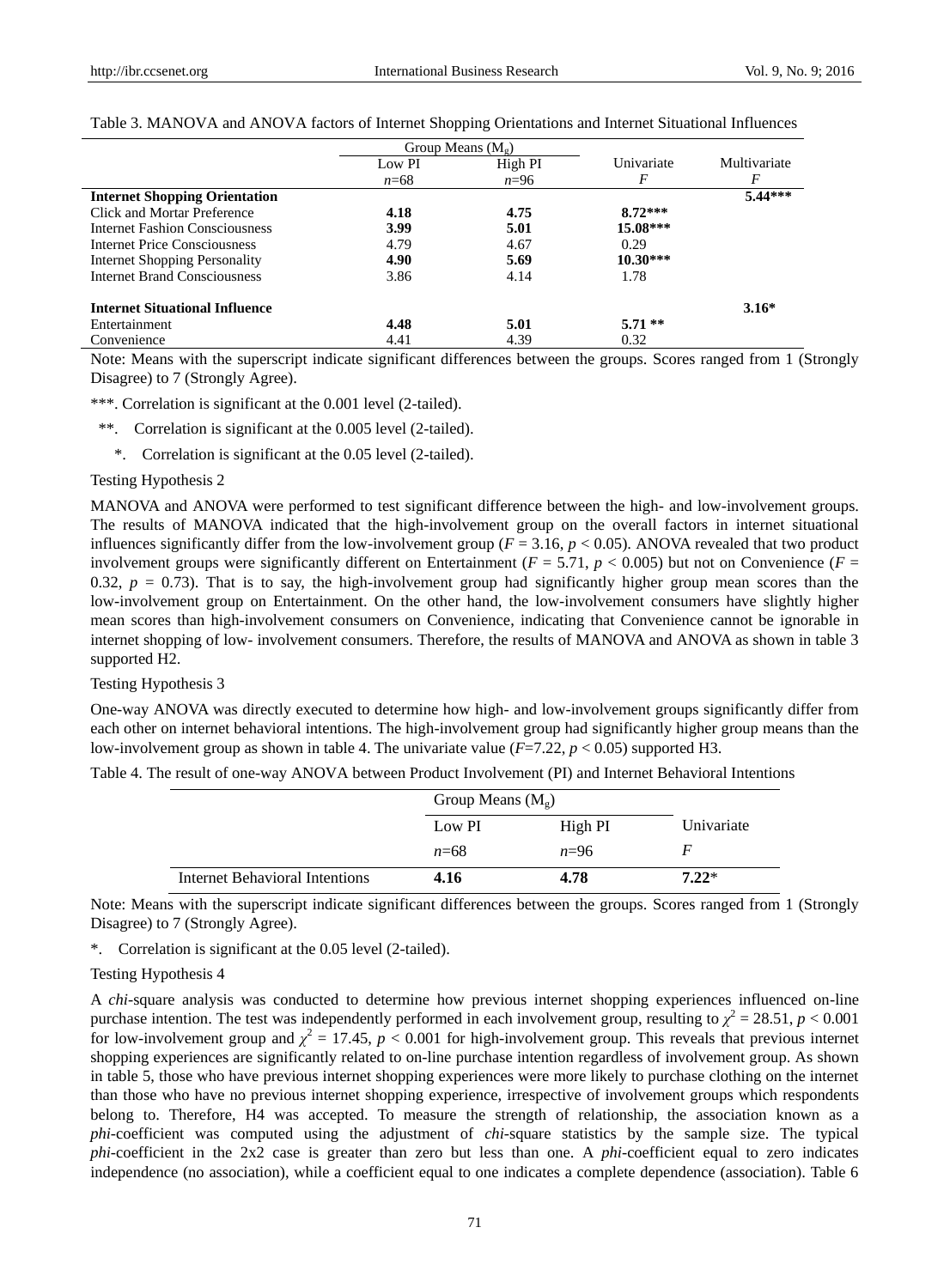Table 3. MANOVA and ANOVA factors of Internet Shopping Orientations and Internet Situational Influences

| | Group Means ($M_g$) | | Univariate | Multivariate |
|---|---|---|---|---|
| | Low PI | High PI | | |
| | *n*=68 | *n*=96 | *F* | *F* |
| **Internet Shopping Orientation** | | | | **5.44\*\*\*** |
| Click and Mortar Preference | **4.18** | **4.75** | **8.72\*\*\*** | |
| Internet Fashion Consciousness | **3.99** | **5.01** | **15.08\*\*\*** | |
| Internet Price Consciousness | 4.79 | 4.67 | 0.29 | |
| Internet Shopping Personality | **4.90** | **5.69** | **10.30\*\*\*** | |
| Internet Brand Consciousness | 3.86 | 4.14 | 1.78 | |
| **Internet Situational Influence** | | | | **3.16\*** |
| Entertainment | **4.48** | **5.01** | **5.71 \*\*** | |
| Convenience | 4.41 | 4.39 | 0.32 | |

Note: Means with the superscript indicate significant differences between the groups. Scores ranged from 1 (Strongly Disagree) to 7 (Strongly Agree).

***. Correlation is significant at the 0.001 level (2-tailed).

**. Correlation is significant at the 0.005 level (2-tailed).

*. Correlation is significant at the 0.05 level (2-tailed).

Testing Hypothesis 2

MANOVA and ANOVA were performed to test significant difference between the high- and low-involvement groups. The results of MANOVA indicated that the high-involvement group on the overall factors in internet situational influences significantly differ from the low-involvement group ($F = 3.16$, $p < 0.05$). ANOVA revealed that two product involvement groups were significantly different on Entertainment ($F = 5.71$, $p < 0.005$) but not on Convenience ($F = 0.32$, $p = 0.73$). That is to say, the high-involvement group had significantly higher group mean scores than the low-involvement group on Entertainment. On the other hand, the low-involvement consumers have slightly higher mean scores than high-involvement consumers on Convenience, indicating that Convenience cannot be ignorable in internet shopping of low- involvement consumers. Therefore, the results of MANOVA and ANOVA as shown in table 3 supported H2.

Testing Hypothesis 3

One-way ANOVA was directly executed to determine how high- and low-involvement groups significantly differ from each other on internet behavioral intentions. The high-involvement group had significantly higher group means than the low-involvement group as shown in table 4. The univariate value ($F$=7.22, $p < 0.05$) supported H3.

Table 4. The result of one-way ANOVA between Product Involvement (PI) and Internet Behavioral Intentions

| | Group Means ($M_g$) | | Univariate |
|---|---|---|---|
| | Low PI | High PI | |
| | *n*=68 | *n*=96 | *F* |
| Internet Behavioral Intentions | **4.16** | **4.78** | **7.22**\* |

Note: Means with the superscript indicate significant differences between the groups. Scores ranged from 1 (Strongly Disagree) to 7 (Strongly Agree).

*. Correlation is significant at the 0.05 level (2-tailed).

Testing Hypothesis 4

A *chi*-square analysis was conducted to determine how previous internet shopping experiences influenced on-line purchase intention. The test was independently performed in each involvement group, resulting to $\chi^2 = 28.51$, $p < 0.001$ for low-involvement group and $\chi^2 = 17.45$, $p < 0.001$ for high-involvement group. This reveals that previous internet shopping experiences are significantly related to on-line purchase intention regardless of involvement group. As shown in table 5, those who have previous internet shopping experiences were more likely to purchase clothing on the internet than those who have no previous internet shopping experience, irrespective of involvement groups which respondents belong to. Therefore, H4 was accepted. To measure the strength of relationship, the association known as a *phi*-coefficient was computed using the adjustment of *chi*-square statistics by the sample size. The typical *phi*-coefficient in the 2x2 case is greater than zero but less than one. A *phi*-coefficient equal to zero indicates independence (no association), while a coefficient equal to one indicates a complete dependence (association). Table 6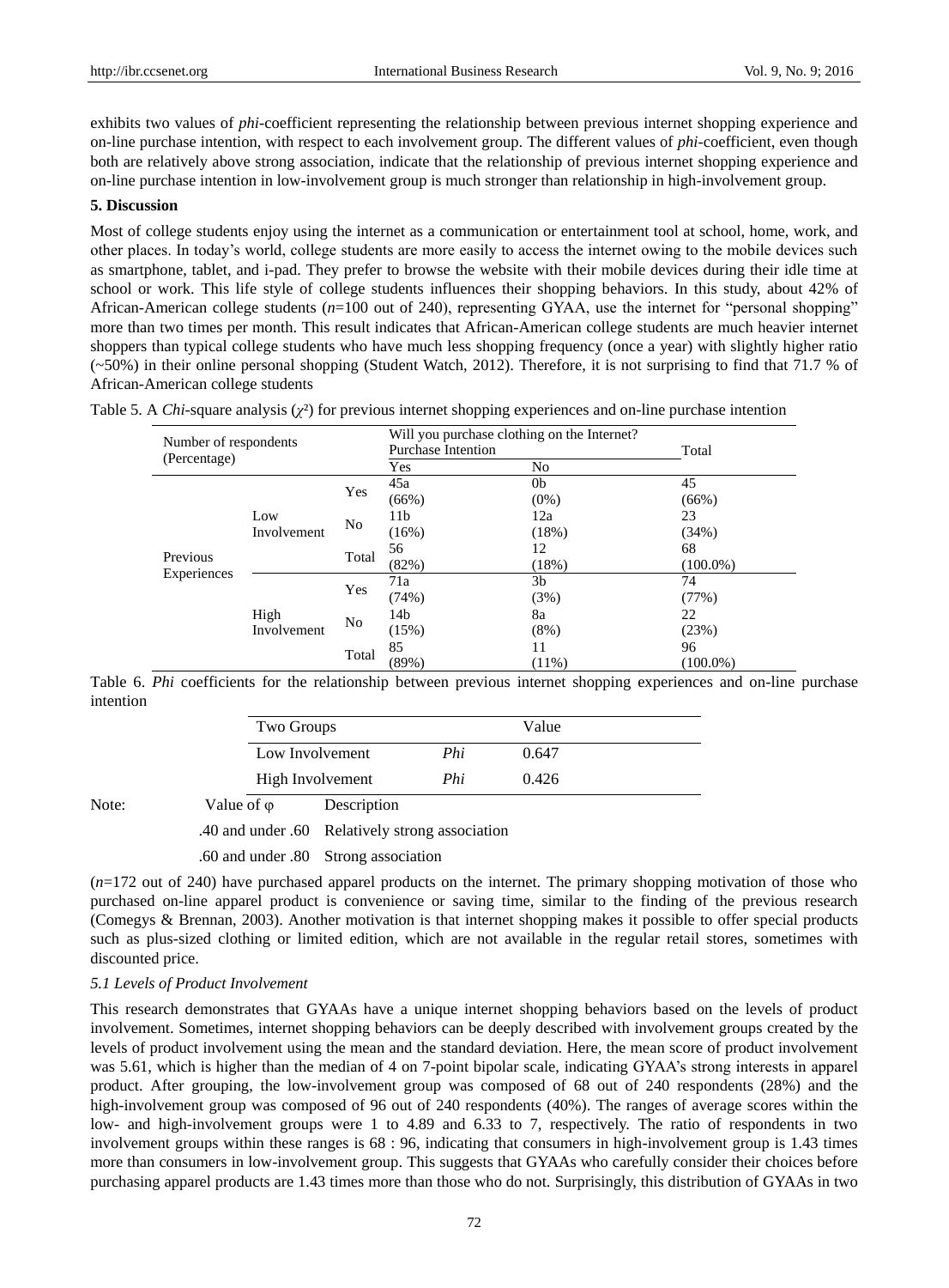exhibits two values of *phi*-coefficient representing the relationship between previous internet shopping experience and on-line purchase intention, with respect to each involvement group. The different values of *phi*-coefficient, even though both are relatively above strong association, indicate that the relationship of previous internet shopping experience and on-line purchase intention in low-involvement group is much stronger than relationship in high-involvement group.

## 5. Discussion

Most of college students enjoy using the internet as a communication or entertainment tool at school, home, work, and other places. In today's world, college students are more easily to access the internet owing to the mobile devices such as smartphone, tablet, and i-pad. They prefer to browse the website with their mobile devices during their idle time at school or work. This life style of college students influences their shopping behaviors. In this study, about 42% of African-American college students (*n*=100 out of 240), representing GYAA, use the internet for "personal shopping" more than two times per month. This result indicates that African-American college students are much heavier internet shoppers than typical college students who have much less shopping frequency (once a year) with slightly higher ratio (~50%) in their online personal shopping (Student Watch, 2012). Therefore, it is not surprising to find that 71.7 % of African-American college students

Table 5. A *Chi*-square analysis ($\chi^2$) for previous internet shopping experiences and on-line purchase intention

| Number of respondents (Percentage) | | | Will you purchase clothing on the Internet? Purchase Intention | | Total |
|---|---|---|---|---|---|
| | | | Yes | No | |
| Previous Experiences | Low Involvement | Yes | 45a (66%) | 0b (0%) | 45 (66%) |
| | | No | 11b (16%) | 12a (18%) | 23 (34%) |
| | | Total | 56 (82%) | 12 (18%) | 68 (100.0%) |
| | High Involvement | Yes | 71a (74%) | 3b (3%) | 74 (77%) |
| | | No | 14b (15%) | 8a (8%) | 22 (23%) |
| | | Total | 85 (89%) | 11 (11%) | 96 (100.0%) |

Table 6. *Phi* coefficients for the relationship between previous internet shopping experiences and on-line purchase intention

| Two Groups | | Value |
|---|---|---|
| Low Involvement | *Phi* | 0.647 |
| High Involvement | *Phi* | 0.426 |

Note:

| Value of φ | Description |
|---|---|
| .40 and under .60 | Relatively strong association |
| .60 and under .80 | Strong association |

(*n*=172 out of 240) have purchased apparel products on the internet. The primary shopping motivation of those who purchased on-line apparel product is convenience or saving time, similar to the finding of the previous research (Comegys & Brennan, 2003). Another motivation is that internet shopping makes it possible to offer special products such as plus-sized clothing or limited edition, which are not available in the regular retail stores, sometimes with discounted price.

### *5.1 Levels of Product Involvement*

This research demonstrates that GYAAs have a unique internet shopping behaviors based on the levels of product involvement. Sometimes, internet shopping behaviors can be deeply described with involvement groups created by the levels of product involvement using the mean and the standard deviation. Here, the mean score of product involvement was 5.61, which is higher than the median of 4 on 7-point bipolar scale, indicating GYAA's strong interests in apparel product. After grouping, the low-involvement group was composed of 68 out of 240 respondents (28%) and the high-involvement group was composed of 96 out of 240 respondents (40%). The ranges of average scores within the low- and high-involvement groups were 1 to 4.89 and 6.33 to 7, respectively. The ratio of respondents in two involvement groups within these ranges is 68 : 96, indicating that consumers in high-involvement group is 1.43 times more than consumers in low-involvement group. This suggests that GYAAs who carefully consider their choices before purchasing apparel products are 1.43 times more than those who do not. Surprisingly, this distribution of GYAAs in two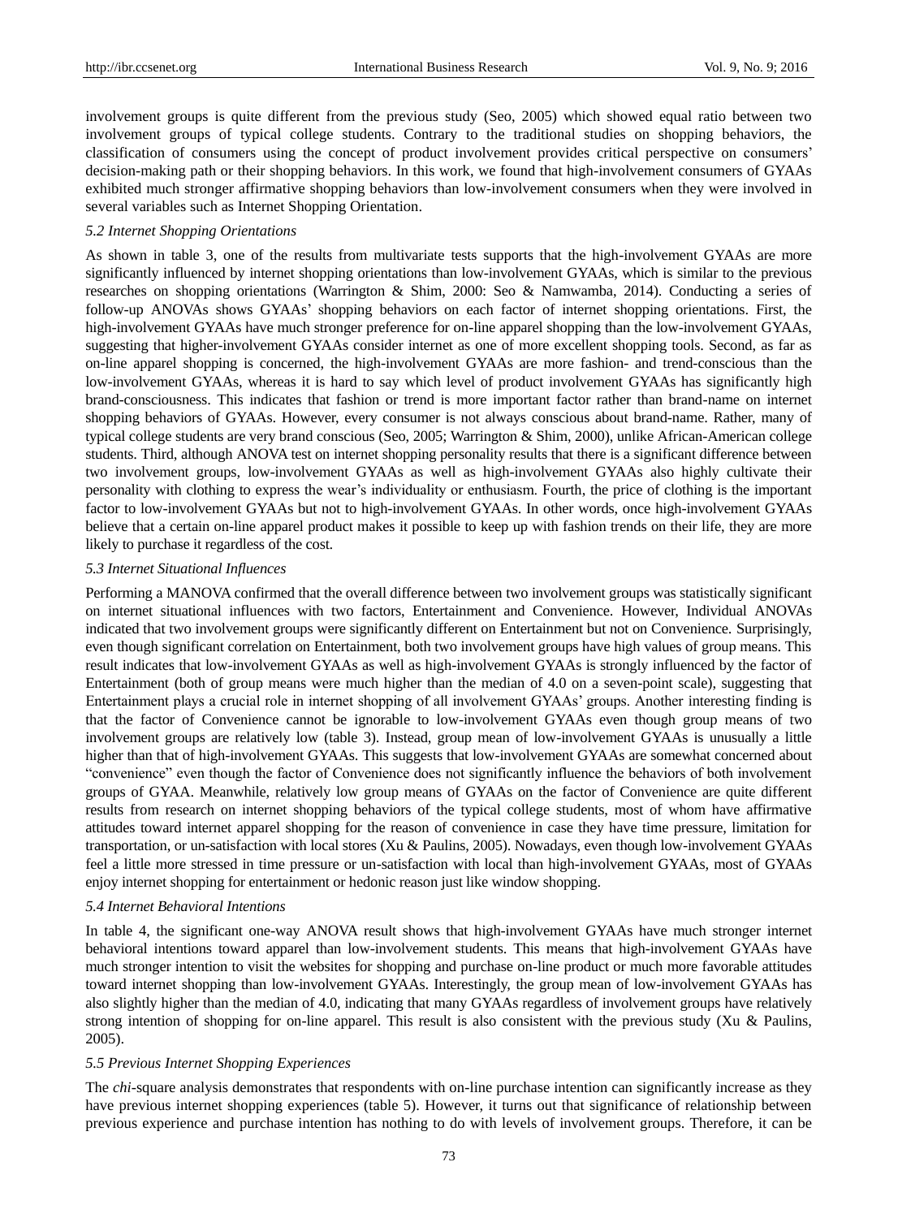involvement groups is quite different from the previous study (Seo, 2005) which showed equal ratio between two involvement groups of typical college students. Contrary to the traditional studies on shopping behaviors, the classification of consumers using the concept of product involvement provides critical perspective on consumers' decision-making path or their shopping behaviors. In this work, we found that high-involvement consumers of GYAAs exhibited much stronger affirmative shopping behaviors than low-involvement consumers when they were involved in several variables such as Internet Shopping Orientation.

### *5.2 Internet Shopping Orientations*

As shown in table 3, one of the results from multivariate tests supports that the high-involvement GYAAs are more significantly influenced by internet shopping orientations than low-involvement GYAAs, which is similar to the previous researches on shopping orientations (Warrington & Shim, 2000: Seo & Namwamba, 2014). Conducting a series of follow-up ANOVAs shows GYAAs' shopping behaviors on each factor of internet shopping orientations. First, the high-involvement GYAAs have much stronger preference for on-line apparel shopping than the low-involvement GYAAs, suggesting that higher-involvement GYAAs consider internet as one of more excellent shopping tools. Second, as far as on-line apparel shopping is concerned, the high-involvement GYAAs are more fashion- and trend-conscious than the low-involvement GYAAs, whereas it is hard to say which level of product involvement GYAAs has significantly high brand-consciousness. This indicates that fashion or trend is more important factor rather than brand-name on internet shopping behaviors of GYAAs. However, every consumer is not always conscious about brand-name. Rather, many of typical college students are very brand conscious (Seo, 2005; Warrington & Shim, 2000), unlike African-American college students. Third, although ANOVA test on internet shopping personality results that there is a significant difference between two involvement groups, low-involvement GYAAs as well as high-involvement GYAAs also highly cultivate their personality with clothing to express the wear's individuality or enthusiasm. Fourth, the price of clothing is the important factor to low-involvement GYAAs but not to high-involvement GYAAs. In other words, once high-involvement GYAAs believe that a certain on-line apparel product makes it possible to keep up with fashion trends on their life, they are more likely to purchase it regardless of the cost.

### *5.3 Internet Situational Influences*

Performing a MANOVA confirmed that the overall difference between two involvement groups was statistically significant on internet situational influences with two factors, Entertainment and Convenience. However, Individual ANOVAs indicated that two involvement groups were significantly different on Entertainment but not on Convenience. Surprisingly, even though significant correlation on Entertainment, both two involvement groups have high values of group means. This result indicates that low-involvement GYAAs as well as high-involvement GYAAs is strongly influenced by the factor of Entertainment (both of group means were much higher than the median of 4.0 on a seven-point scale), suggesting that Entertainment plays a crucial role in internet shopping of all involvement GYAAs' groups. Another interesting finding is that the factor of Convenience cannot be ignorable to low-involvement GYAAs even though group means of two involvement groups are relatively low (table 3). Instead, group mean of low-involvement GYAAs is unusually a little higher than that of high-involvement GYAAs. This suggests that low-involvement GYAAs are somewhat concerned about "convenience" even though the factor of Convenience does not significantly influence the behaviors of both involvement groups of GYAA. Meanwhile, relatively low group means of GYAAs on the factor of Convenience are quite different results from research on internet shopping behaviors of the typical college students, most of whom have affirmative attitudes toward internet apparel shopping for the reason of convenience in case they have time pressure, limitation for transportation, or un-satisfaction with local stores (Xu & Paulins, 2005). Nowadays, even though low-involvement GYAAs feel a little more stressed in time pressure or un-satisfaction with local than high-involvement GYAAs, most of GYAAs enjoy internet shopping for entertainment or hedonic reason just like window shopping.

### *5.4 Internet Behavioral Intentions*

In table 4, the significant one-way ANOVA result shows that high-involvement GYAAs have much stronger internet behavioral intentions toward apparel than low-involvement students. This means that high-involvement GYAAs have much stronger intention to visit the websites for shopping and purchase on-line product or much more favorable attitudes toward internet shopping than low-involvement GYAAs. Interestingly, the group mean of low-involvement GYAAs has also slightly higher than the median of 4.0, indicating that many GYAAs regardless of involvement groups have relatively strong intention of shopping for on-line apparel. This result is also consistent with the previous study (Xu & Paulins, 2005).

### *5.5 Previous Internet Shopping Experiences*

The *chi*-square analysis demonstrates that respondents with on-line purchase intention can significantly increase as they have previous internet shopping experiences (table 5). However, it turns out that significance of relationship between previous experience and purchase intention has nothing to do with levels of involvement groups. Therefore, it can be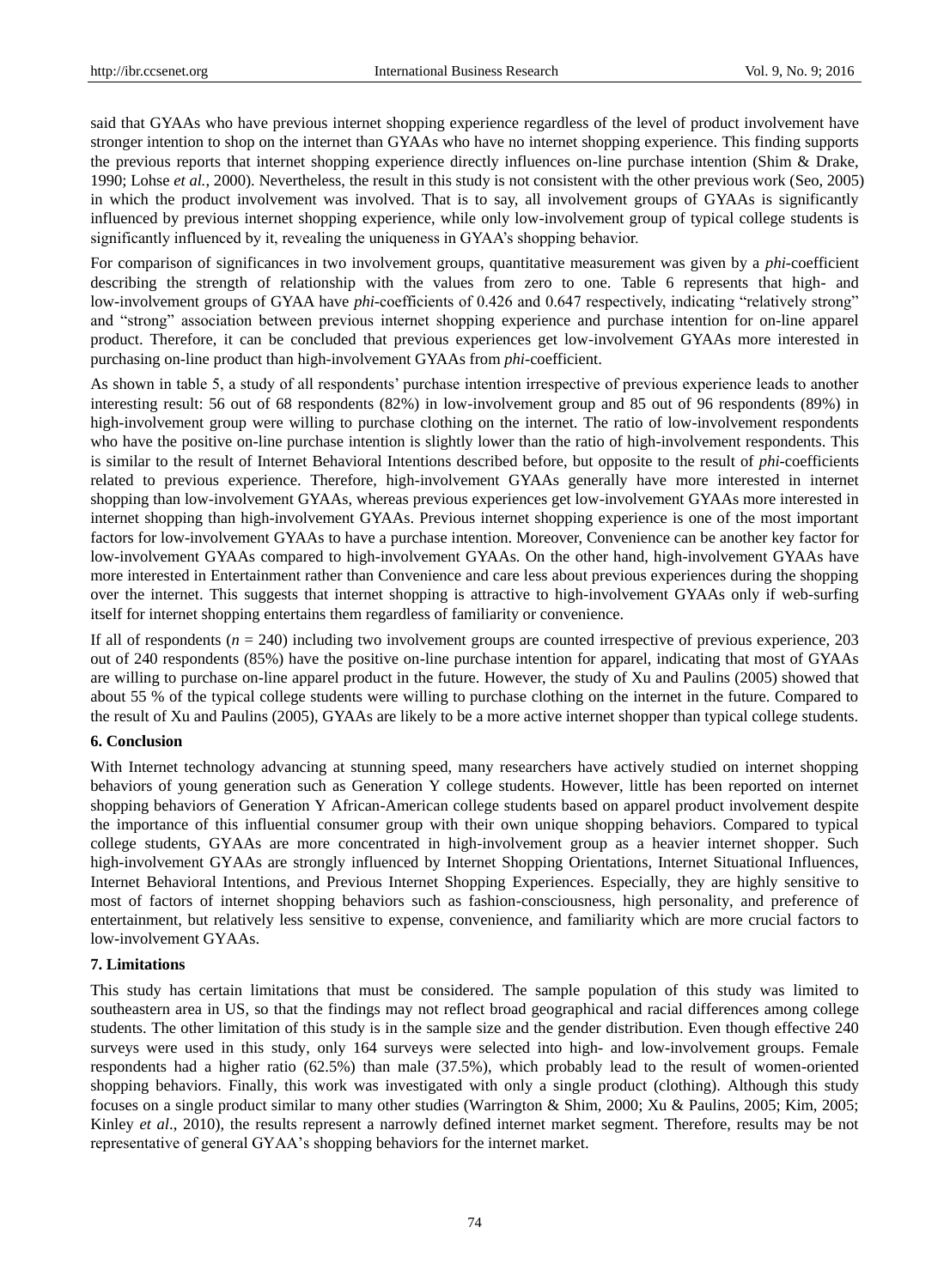said that GYAAs who have previous internet shopping experience regardless of the level of product involvement have stronger intention to shop on the internet than GYAAs who have no internet shopping experience. This finding supports the previous reports that internet shopping experience directly influences on-line purchase intention (Shim & Drake, 1990; Lohse *et al.*, 2000). Nevertheless, the result in this study is not consistent with the other previous work (Seo, 2005) in which the product involvement was involved. That is to say, all involvement groups of GYAAs is significantly influenced by previous internet shopping experience, while only low-involvement group of typical college students is significantly influenced by it, revealing the uniqueness in GYAA's shopping behavior.

For comparison of significances in two involvement groups, quantitative measurement was given by a *phi*-coefficient describing the strength of relationship with the values from zero to one. Table 6 represents that high- and low-involvement groups of GYAA have *phi*-coefficients of 0.426 and 0.647 respectively, indicating "relatively strong" and "strong" association between previous internet shopping experience and purchase intention for on-line apparel product. Therefore, it can be concluded that previous experiences get low-involvement GYAAs more interested in purchasing on-line product than high-involvement GYAAs from *phi*-coefficient.

As shown in table 5, a study of all respondents' purchase intention irrespective of previous experience leads to another interesting result: 56 out of 68 respondents (82%) in low-involvement group and 85 out of 96 respondents (89%) in high-involvement group were willing to purchase clothing on the internet. The ratio of low-involvement respondents who have the positive on-line purchase intention is slightly lower than the ratio of high-involvement respondents. This is similar to the result of Internet Behavioral Intentions described before, but opposite to the result of *phi*-coefficients related to previous experience. Therefore, high-involvement GYAAs generally have more interested in internet shopping than low-involvement GYAAs, whereas previous experiences get low-involvement GYAAs more interested in internet shopping than high-involvement GYAAs. Previous internet shopping experience is one of the most important factors for low-involvement GYAAs to have a purchase intention. Moreover, Convenience can be another key factor for low-involvement GYAAs compared to high-involvement GYAAs. On the other hand, high-involvement GYAAs have more interested in Entertainment rather than Convenience and care less about previous experiences during the shopping over the internet. This suggests that internet shopping is attractive to high-involvement GYAAs only if web-surfing itself for internet shopping entertains them regardless of familiarity or convenience.

If all of respondents ($n$ = 240) including two involvement groups are counted irrespective of previous experience, 203 out of 240 respondents (85%) have the positive on-line purchase intention for apparel, indicating that most of GYAAs are willing to purchase on-line apparel product in the future. However, the study of Xu and Paulins (2005) showed that about 55 % of the typical college students were willing to purchase clothing on the internet in the future. Compared to the result of Xu and Paulins (2005), GYAAs are likely to be a more active internet shopper than typical college students.

## 6. Conclusion

With Internet technology advancing at stunning speed, many researchers have actively studied on internet shopping behaviors of young generation such as Generation Y college students. However, little has been reported on internet shopping behaviors of Generation Y African-American college students based on apparel product involvement despite the importance of this influential consumer group with their own unique shopping behaviors. Compared to typical college students, GYAAs are more concentrated in high-involvement group as a heavier internet shopper. Such high-involvement GYAAs are strongly influenced by Internet Shopping Orientations, Internet Situational Influences, Internet Behavioral Intentions, and Previous Internet Shopping Experiences. Especially, they are highly sensitive to most of factors of internet shopping behaviors such as fashion-consciousness, high personality, and preference of entertainment, but relatively less sensitive to expense, convenience, and familiarity which are more crucial factors to low-involvement GYAAs.

## 7. Limitations

This study has certain limitations that must be considered. The sample population of this study was limited to southeastern area in US, so that the findings may not reflect broad geographical and racial differences among college students. The other limitation of this study is in the sample size and the gender distribution. Even though effective 240 surveys were used in this study, only 164 surveys were selected into high- and low-involvement groups. Female respondents had a higher ratio (62.5%) than male (37.5%), which probably lead to the result of women-oriented shopping behaviors. Finally, this work was investigated with only a single product (clothing). Although this study focuses on a single product similar to many other studies (Warrington & Shim, 2000; Xu & Paulins, 2005; Kim, 2005; Kinley *et al.*, 2010), the results represent a narrowly defined internet market segment. Therefore, results may be not representative of general GYAA's shopping behaviors for the internet market.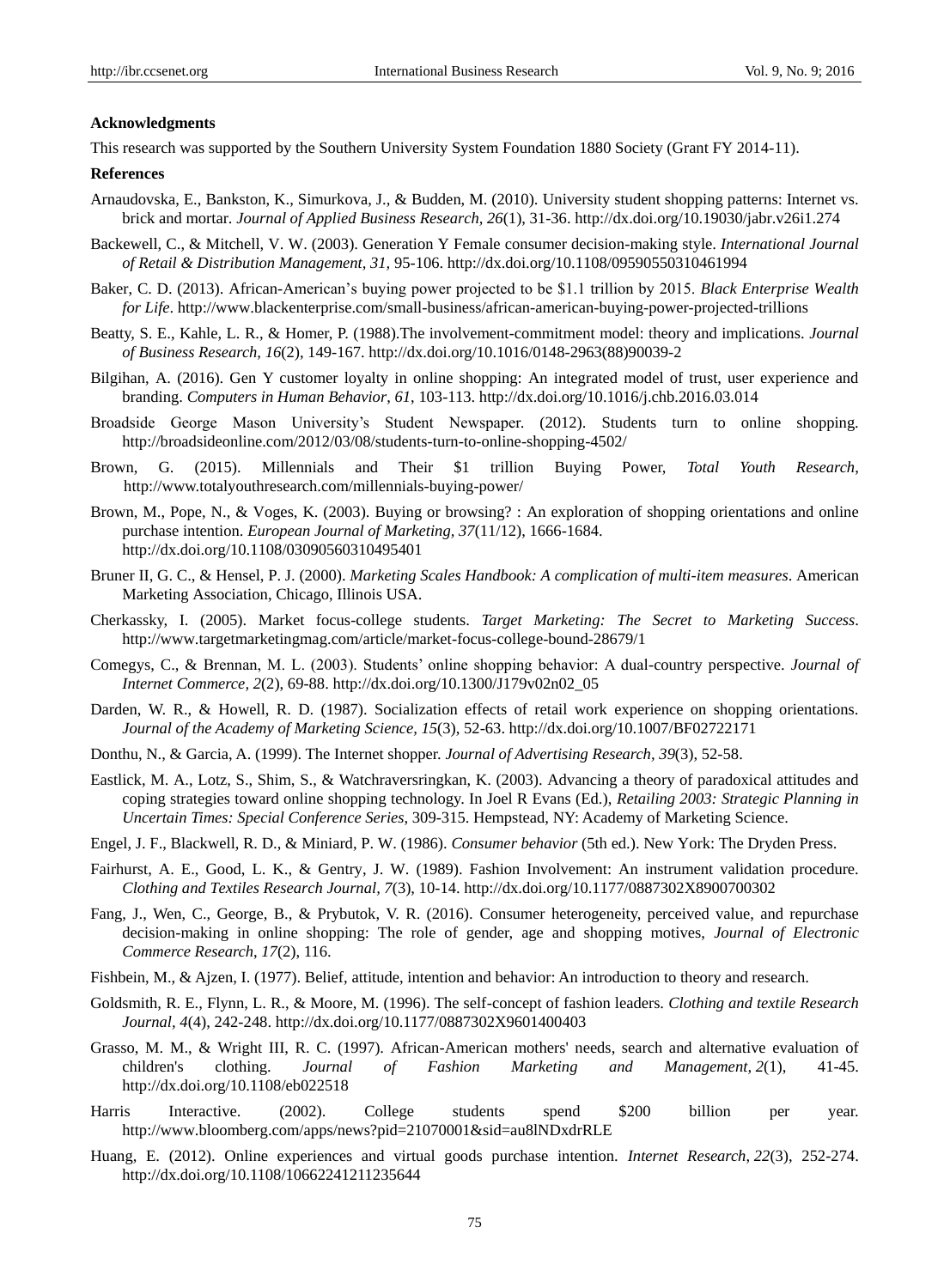**Acknowledgments**

This research was supported by the Southern University System Foundation 1880 Society (Grant FY 2014-11).

**References**

Arnaudovska, E., Bankston, K., Simurkova, J., & Budden, M. (2010). University student shopping patterns: Internet vs. brick and mortar. *Journal of Applied Business Research, 26*(1), 31-36. http://dx.doi.org/10.19030/jabr.v26i1.274

Backewell, C., & Mitchell, V. W. (2003). Generation Y Female consumer decision-making style. *International Journal of Retail & Distribution Management, 31,* 95-106. http://dx.doi.org/10.1108/09590550310461994

Baker, C. D. (2013). African-American's buying power projected to be $1.1 trillion by 2015. *Black Enterprise Wealth for Life*. http://www.blackenterprise.com/small-business/african-american-buying-power-projected-trillions

Beatty, S. E., Kahle, L. R., & Homer, P. (1988).The involvement-commitment model: theory and implications. *Journal of Business Research, 16*(2), 149-167. http://dx.doi.org/10.1016/0148-2963(88)90039-2

Bilgihan, A. (2016). Gen Y customer loyalty in online shopping: An integrated model of trust, user experience and branding. *Computers in Human Behavior, 61*, 103-113. http://dx.doi.org/10.1016/j.chb.2016.03.014

Broadside George Mason University's Student Newspaper. (2012). Students turn to online shopping. http://broadsideonline.com/2012/03/08/students-turn-to-online-shopping-4502/

Brown, G. (2015). Millennials and Their $1 trillion Buying Power, *Total Youth Research*, http://www.totalyouthresearch.com/millennials-buying-power/

Brown, M., Pope, N., & Voges, K. (2003). Buying or browsing? : An exploration of shopping orientations and online purchase intention. *European Journal of Marketing, 37*(11/12), 1666-1684. http://dx.doi.org/10.1108/03090560310495401

Bruner II, G. C., & Hensel, P. J. (2000). *Marketing Scales Handbook: A complication of multi-item measures*. American Marketing Association, Chicago, Illinois USA.

Cherkassky, I. (2005). Market focus-college students. *Target Marketing: The Secret to Marketing Success*. http://www.targetmarketingmag.com/article/market-focus-college-bound-28679/1

Comegys, C., & Brennan, M. L. (2003). Students' online shopping behavior: A dual-country perspective. *Journal of Internet Commerce, 2*(2), 69-88. http://dx.doi.org/10.1300/J179v02n02_05

Darden, W. R., & Howell, R. D. (1987). Socialization effects of retail work experience on shopping orientations. *Journal of the Academy of Marketing Science, 15*(3), 52-63. http://dx.doi.org/10.1007/BF02722171

Donthu, N., & Garcia, A. (1999). The Internet shopper. *Journal of Advertising Research, 39*(3), 52-58.

Eastlick, M. A., Lotz, S., Shim, S., & Watchraversringkan, K. (2003). Advancing a theory of paradoxical attitudes and coping strategies toward online shopping technology. In Joel R Evans (Ed.), *Retailing 2003: Strategic Planning in Uncertain Times: Special Conference Series*, 309-315. Hempstead, NY: Academy of Marketing Science.

Engel, J. F., Blackwell, R. D., & Miniard, P. W. (1986). *Consumer behavior* (5th ed.). New York: The Dryden Press.

Fairhurst, A. E., Good, L. K., & Gentry, J. W. (1989). Fashion Involvement: An instrument validation procedure. *Clothing and Textiles Research Journal, 7*(3), 10-14. http://dx.doi.org/10.1177/0887302X8900700302

Fang, J., Wen, C., George, B., & Prybutok, V. R. (2016). Consumer heterogeneity, perceived value, and repurchase decision-making in online shopping: The role of gender, age and shopping motives, *Journal of Electronic Commerce Research*, *17*(2), 116.

Fishbein, M., & Ajzen, I. (1977). Belief, attitude, intention and behavior: An introduction to theory and research.

Goldsmith, R. E., Flynn, L. R., & Moore, M. (1996). The self-concept of fashion leaders. *Clothing and textile Research Journal, 4*(4), 242-248. http://dx.doi.org/10.1177/0887302X9601400403

Grasso, M. M., & Wright III, R. C. (1997). African-American mothers' needs, search and alternative evaluation of children's clothing. *Journal of Fashion Marketing and Management, 2*(1), 41-45. http://dx.doi.org/10.1108/eb022518

Harris Interactive. (2002). College students spend $200 billion per year. http://www.bloomberg.com/apps/news?pid=21070001&sid=au8lNDxdrRLE

Huang, E. (2012). Online experiences and virtual goods purchase intention. *Internet Research, 22*(3), 252-274. http://dx.doi.org/10.1108/10662241211235644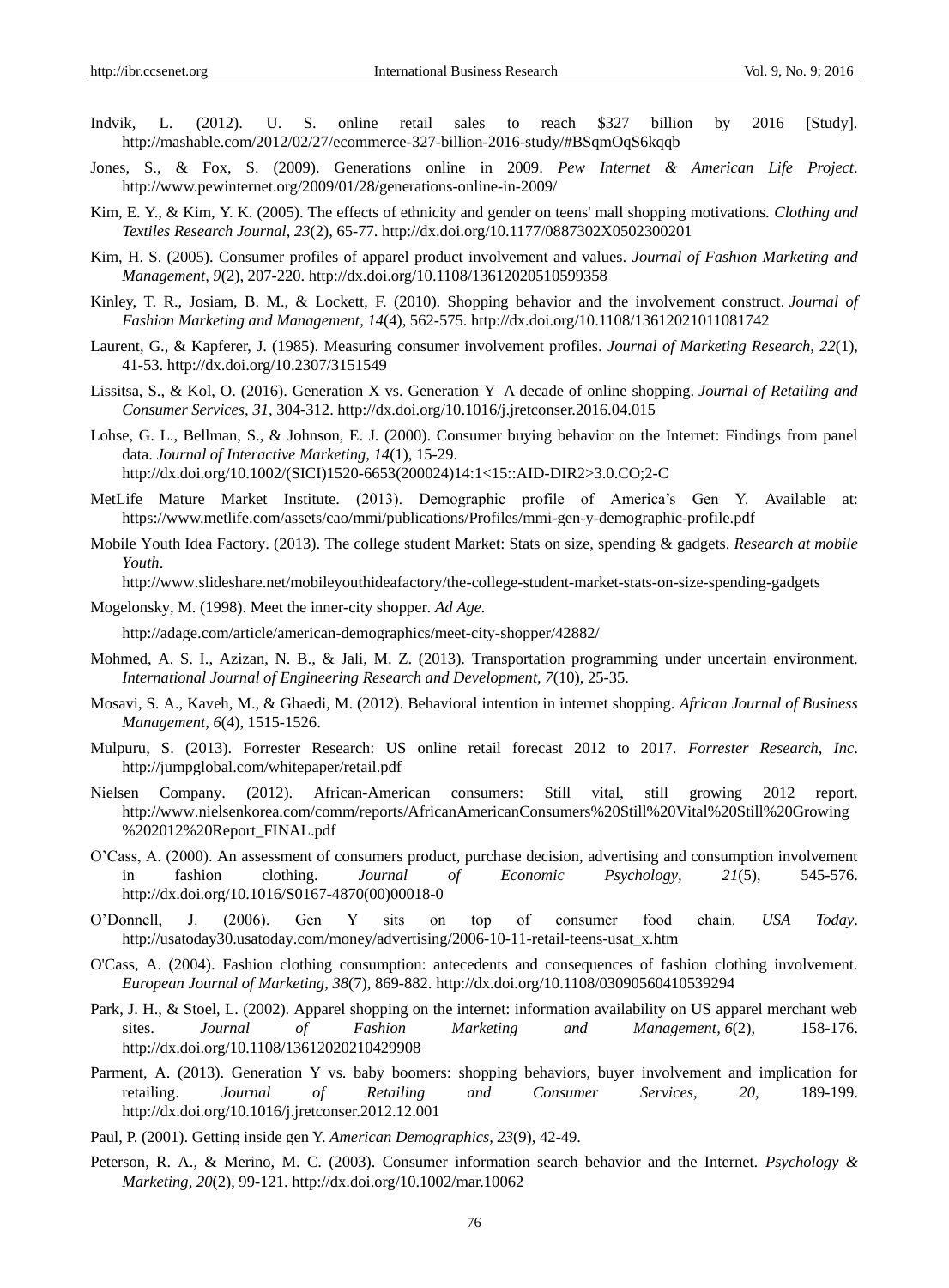Indvik, L. (2012). U. S. online retail sales to reach $327 billion by 2016 [Study]. http://mashable.com/2012/02/27/ecommerce-327-billion-2016-study/#BSqmOqS6kqqb

Jones, S., & Fox, S. (2009). Generations online in 2009. *Pew Internet & American Life Project*. http://www.pewinternet.org/2009/01/28/generations-online-in-2009/

Kim, E. Y., & Kim, Y. K. (2005). The effects of ethnicity and gender on teens' mall shopping motivations. *Clothing and Textiles Research Journal, 23*(2), 65-77. http://dx.doi.org/10.1177/0887302X0502300201

Kim, H. S. (2005). Consumer profiles of apparel product involvement and values. *Journal of Fashion Marketing and Management, 9*(2), 207-220. http://dx.doi.org/10.1108/13612020510599358

Kinley, T. R., Josiam, B. M., & Lockett, F. (2010). Shopping behavior and the involvement construct. *Journal of Fashion Marketing and Management, 14*(4), 562-575. http://dx.doi.org/10.1108/13612021011081742

Laurent, G., & Kapferer, J. (1985). Measuring consumer involvement profiles. *Journal of Marketing Research, 22*(1), 41-53. http://dx.doi.org/10.2307/3151549

Lissitsa, S., & Kol, O. (2016). Generation X vs. Generation Y–A decade of online shopping. *Journal of Retailing and Consumer Services, 31*, 304-312. http://dx.doi.org/10.1016/j.jretconser.2016.04.015

Lohse, G. L., Bellman, S., & Johnson, E. J. (2000). Consumer buying behavior on the Internet: Findings from panel data. *Journal of Interactive Marketing, 14*(1), 15-29. http://dx.doi.org/10.1002/(SICI)1520-6653(200024)14:1<15::AID-DIR2>3.0.CO;2-C

MetLife Mature Market Institute. (2013). Demographic profile of America's Gen Y. Available at: https://www.metlife.com/assets/cao/mmi/publications/Profiles/mmi-gen-y-demographic-profile.pdf

Mobile Youth Idea Factory. (2013). The college student Market: Stats on size, spending & gadgets. *Research at mobile Youth*.
http://www.slideshare.net/mobileyouthideafactory/the-college-student-market-stats-on-size-spending-gadgets

Mogelonsky, M. (1998). Meet the inner-city shopper. *Ad Age.*
http://adage.com/article/american-demographics/meet-city-shopper/42882/

Mohmed, A. S. I., Azizan, N. B., & Jali, M. Z. (2013). Transportation programming under uncertain environment. *International Journal of Engineering Research and Development, 7*(10), 25-35.

Mosavi, S. A., Kaveh, M., & Ghaedi, M. (2012). Behavioral intention in internet shopping. *African Journal of Business Management, 6*(4), 1515-1526.

Mulpuru, S. (2013). Forrester Research: US online retail forecast 2012 to 2017. *Forrester Research, Inc*. http://jumpglobal.com/whitepaper/retail.pdf

Nielsen Company. (2012). African-American consumers: Still vital, still growing 2012 report. http://www.nielsenkorea.com/comm/reports/AfricanAmericanConsumers%20Still%20Vital%20Still%20Growing%202012%20Report_FINAL.pdf

O'Cass, A. (2000). An assessment of consumers product, purchase decision, advertising and consumption involvement in fashion clothing. *Journal of Economic Psychology, 21*(5), 545-576. http://dx.doi.org/10.1016/S0167-4870(00)00018-0

O'Donnell, J. (2006). Gen Y sits on top of consumer food chain. *USA Today*. http://usatoday30.usatoday.com/money/advertising/2006-10-11-retail-teens-usat_x.htm

O'Cass, A. (2004). Fashion clothing consumption: antecedents and consequences of fashion clothing involvement. *European Journal of Marketing, 38*(7), 869-882. http://dx.doi.org/10.1108/03090560410539294

Park, J. H., & Stoel, L. (2002). Apparel shopping on the internet: information availability on US apparel merchant web sites. *Journal of Fashion Marketing and Management*, *6*(2), 158-176. http://dx.doi.org/10.1108/13612020210429908

Parment, A. (2013). Generation Y vs. baby boomers: shopping behaviors, buyer involvement and implication for retailing. *Journal of Retailing and Consumer Services, 20*, 189-199. http://dx.doi.org/10.1016/j.jretconser.2012.12.001

Paul, P. (2001). Getting inside gen Y. *American Demographics, 23*(9), 42-49.

Peterson, R. A., & Merino, M. C. (2003). Consumer information search behavior and the Internet. *Psychology & Marketing, 20*(2), 99-121. http://dx.doi.org/10.1002/mar.10062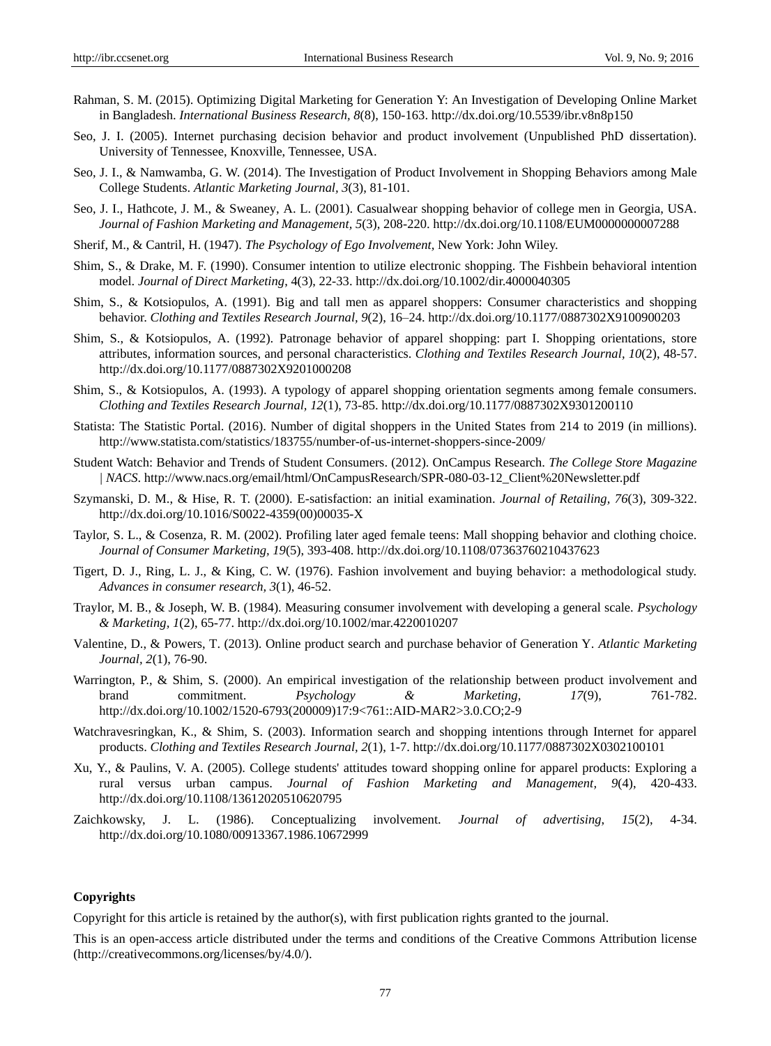Rahman, S. M. (2015). Optimizing Digital Marketing for Generation Y: An Investigation of Developing Online Market in Bangladesh. *International Business Research, 8*(8), 150-163. http://dx.doi.org/10.5539/ibr.v8n8p150

Seo, J. I. (2005). Internet purchasing decision behavior and product involvement (Unpublished PhD dissertation). University of Tennessee, Knoxville, Tennessee, USA.

Seo, J. I., & Namwamba, G. W. (2014). The Investigation of Product Involvement in Shopping Behaviors among Male College Students. *Atlantic Marketing Journal, 3*(3), 81-101.

Seo, J. I., Hathcote, J. M., & Sweaney, A. L. (2001). Casualwear shopping behavior of college men in Georgia, USA. *Journal of Fashion Marketing and Management, 5*(3), 208-220. http://dx.doi.org/10.1108/EUM0000000007288

Sherif, M., & Cantril, H. (1947). *The Psychology of Ego Involvement,* New York: John Wiley.

Shim, S., & Drake, M. F. (1990). Consumer intention to utilize electronic shopping. The Fishbein behavioral intention model. *Journal of Direct Marketing*, 4(3), 22-33. http://dx.doi.org/10.1002/dir.4000040305

Shim, S., & Kotsiopulos, A. (1991). Big and tall men as apparel shoppers: Consumer characteristics and shopping behavior. *Clothing and Textiles Research Journal, 9*(2), 16–24. http://dx.doi.org/10.1177/0887302X9100900203

Shim, S., & Kotsiopulos, A. (1992). Patronage behavior of apparel shopping: part I. Shopping orientations, store attributes, information sources, and personal characteristics. *Clothing and Textiles Research Journal, 10*(2), 48-57. http://dx.doi.org/10.1177/0887302X9201000208

Shim, S., & Kotsiopulos, A. (1993). A typology of apparel shopping orientation segments among female consumers. *Clothing and Textiles Research Journal, 12*(1), 73-85. http://dx.doi.org/10.1177/0887302X9301200110

Statista: The Statistic Portal. (2016). Number of digital shoppers in the United States from 214 to 2019 (in millions). http://www.statista.com/statistics/183755/number-of-us-internet-shoppers-since-2009/

Student Watch: Behavior and Trends of Student Consumers. (2012). OnCampus Research. *The College Store Magazine | NACS*. http://www.nacs.org/email/html/OnCampusResearch/SPR-080-03-12_Client%20Newsletter.pdf

Szymanski, D. M., & Hise, R. T. (2000). E-satisfaction: an initial examination. *Journal of Retailing, 76*(3), 309-322. http://dx.doi.org/10.1016/S0022-4359(00)00035-X

Taylor, S. L., & Cosenza, R. M. (2002). Profiling later aged female teens: Mall shopping behavior and clothing choice. *Journal of Consumer Marketing, 19*(5), 393-408. http://dx.doi.org/10.1108/07363760210437623

Tigert, D. J., Ring, L. J., & King, C. W. (1976). Fashion involvement and buying behavior: a methodological study. *Advances in consumer research, 3*(1), 46-52.

Traylor, M. B., & Joseph, W. B. (1984). Measuring consumer involvement with developing a general scale. *Psychology & Marketing, 1*(2), 65-77. http://dx.doi.org/10.1002/mar.4220010207

Valentine, D., & Powers, T. (2013). Online product search and purchase behavior of Generation Y. *Atlantic Marketing Journal, 2*(1), 76-90.

Warrington, P., & Shim, S. (2000). An empirical investigation of the relationship between product involvement and brand commitment. *Psychology & Marketing, 17*(9), 761-782. http://dx.doi.org/10.1002/1520-6793(200009)17:9<761::AID-MAR2>3.0.CO;2-9

Watchravesringkan, K., & Shim, S. (2003). Information search and shopping intentions through Internet for apparel products. *Clothing and Textiles Research Journal, 2*(1), 1-7. http://dx.doi.org/10.1177/0887302X0302100101

Xu, Y., & Paulins, V. A. (2005). College students' attitudes toward shopping online for apparel products: Exploring a rural versus urban campus. *Journal of Fashion Marketing and Management, 9*(4), 420-433. http://dx.doi.org/10.1108/13612020510620795

Zaichkowsky, J. L. (1986). Conceptualizing involvement. *Journal of advertising, 15*(2), 4-34. http://dx.doi.org/10.1080/00913367.1986.10672999

**Copyrights**

Copyright for this article is retained by the author(s), with first publication rights granted to the journal.

This is an open-access article distributed under the terms and conditions of the Creative Commons Attribution license (http://creativecommons.org/licenses/by/4.0/).